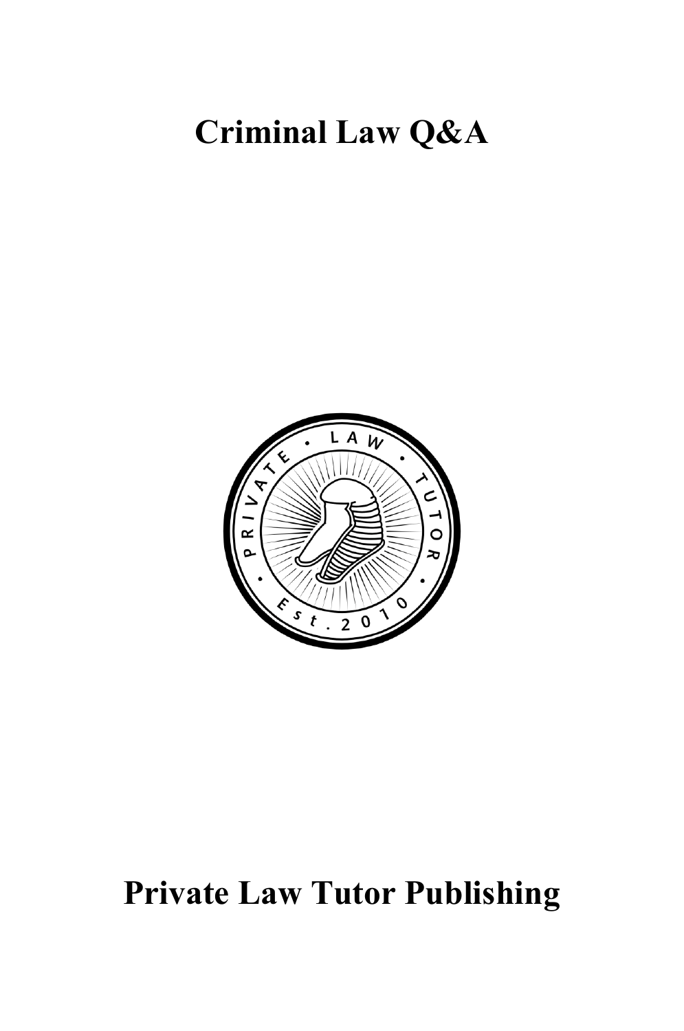# Criminal Law Q&A

# Private Law Tutor Publishing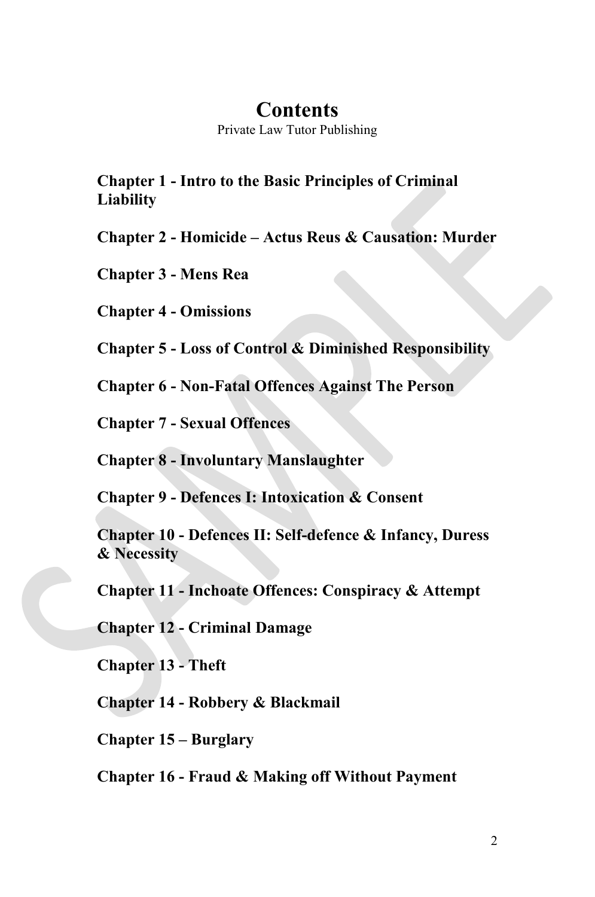# Contents

Private Law Tutor Publishing

**Chapter 1 - Intro to the Basic Principles of Criminal Liability**

**Chapter 2 - Homicide – Actus Reus & Causation: Murder**

**Chapter 3 - Mens Rea**

**Chapter 4 - Omissions**

**Chapter 5 - Loss of Control & Diminished Responsibility**

**Chapter 6 - Non-Fatal Offences Against The Person**

**Chapter 7 - Sexual Offences**

**Chapter 8 - Involuntary Manslaughter**

**Chapter 9 - Defences I: Intoxication & Consent**

**Chapter 10 - Defences II: Self-defence & Infancy, Duress & Necessity**

**Chapter 11 - Inchoate Offences: Conspiracy & Attempt**

**Chapter 12 - Criminal Damage**

**Chapter 13 - Theft**

**Chapter 14 - Robbery & Blackmail**

**Chapter 15 – Burglary**

**Chapter 16 - Fraud & Making off Without Payment**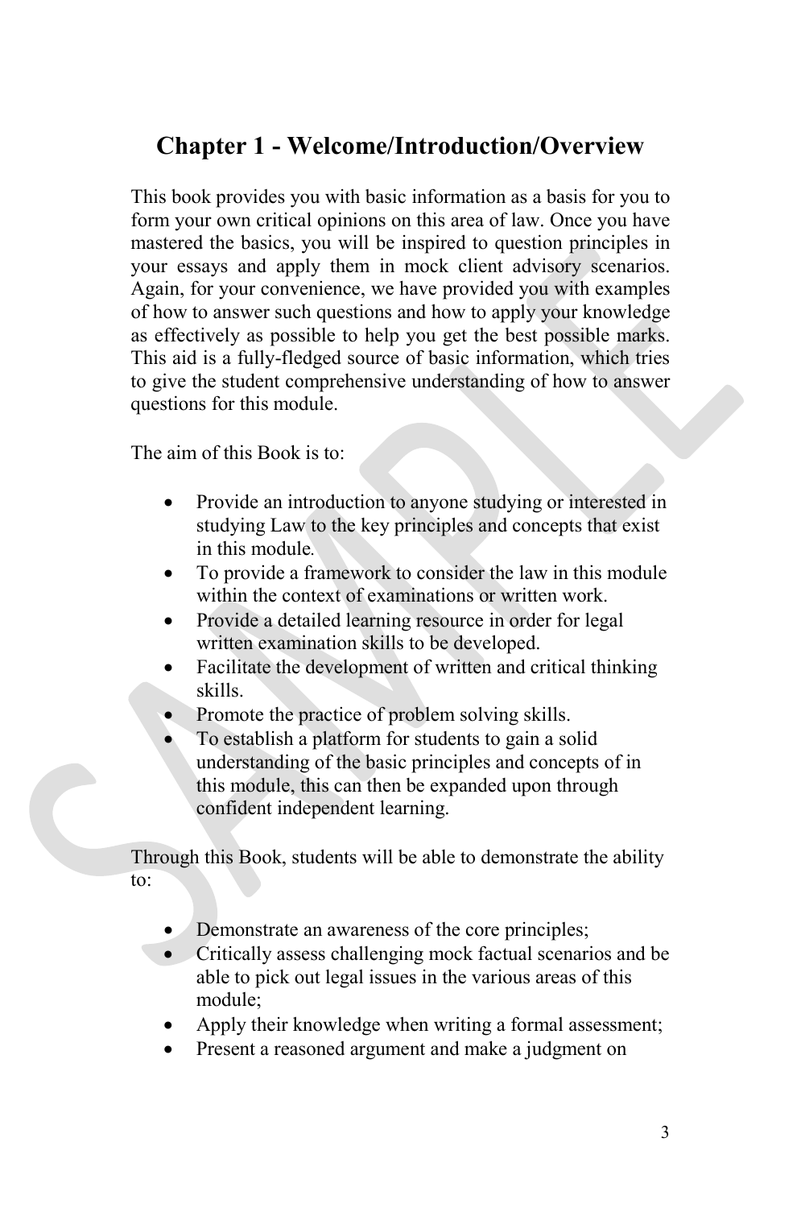# Chapter 1 - Welcome/Introduction/Overview

This book provides you with basic information as a basis for you to form your own critical opinions on this area of law. Once you have mastered the basics, you will be inspired to question principles in your essays and apply them in mock client advisory scenarios. Again, for your convenience, we have provided you with examples of how to answer such questions and how to apply your knowledge as effectively as possible to help you get the best possible marks. This aid is a fully-fledged source of basic information, which tries to give the student comprehensive understanding of how to answer questions for this module.

The aim of this Book is to:

- Provide an introduction to anyone studying or interested in studying Law to the key principles and concepts that exist in this module.
- To provide a framework to consider the law in this module within the context of examinations or written work.
- Provide a detailed learning resource in order for legal written examination skills to be developed.
- Facilitate the development of written and critical thinking skills.
- Promote the practice of problem solving skills.
- To establish a platform for students to gain a solid understanding of the basic principles and concepts of in this module, this can then be expanded upon through confident independent learning.

Through this Book, students will be able to demonstrate the ability to:

- Demonstrate an awareness of the core principles;
- Critically assess challenging mock factual scenarios and be able to pick out legal issues in the various areas of this module;
- Apply their knowledge when writing a formal assessment;
- Present a reasoned argument and make a judgment on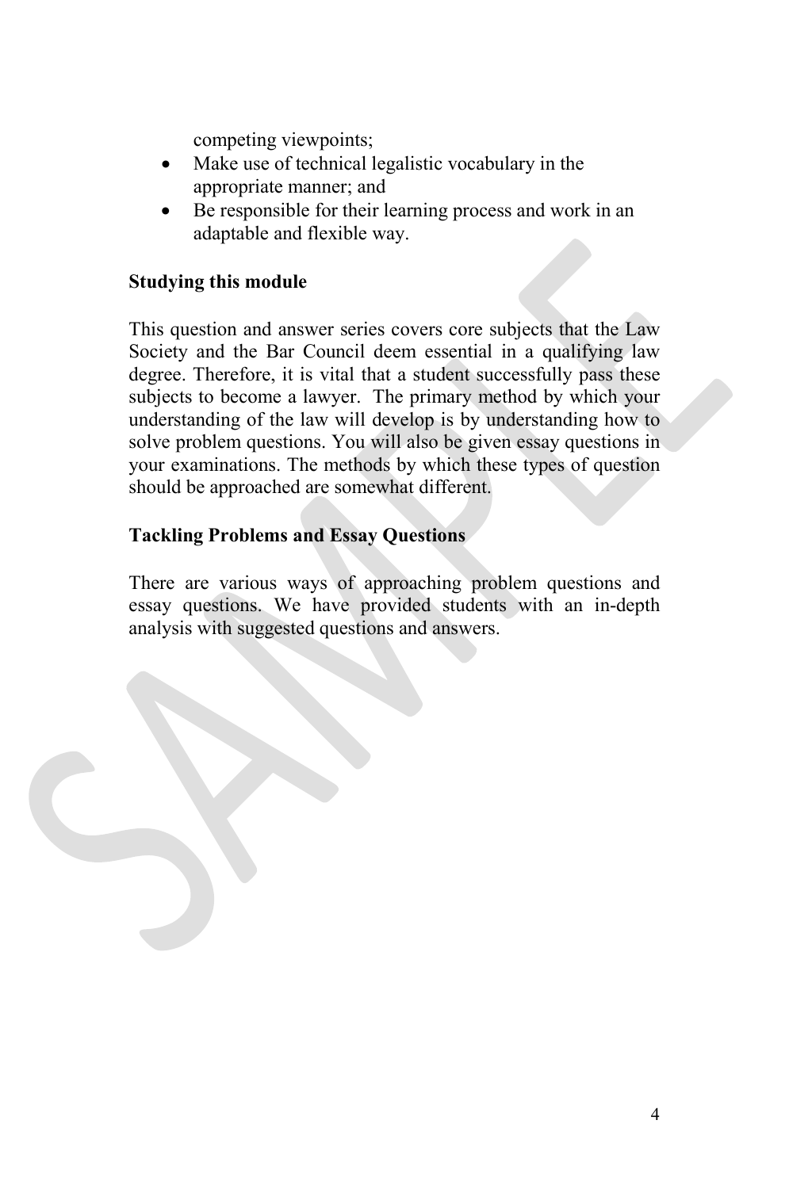competing viewpoints;

- Make use of technical legalistic vocabulary in the appropriate manner; and
- Be responsible for their learning process and work in an adaptable and flexible way.

**Studying this module**

This question and answer series covers core subjects that the Law Society and the Bar Council deem essential in a qualifying law degree. Therefore, it is vital that a student successfully pass these subjects to become a lawyer. The primary method by which your understanding of the law will develop is by understanding how to solve problem questions. You will also be given essay questions in your examinations. The methods by which these types of question should be approached are somewhat different.

**Tackling Problems and Essay Questions**

There are various ways of approaching problem questions and essay questions. We have provided students with an in-depth analysis with suggested questions and answers.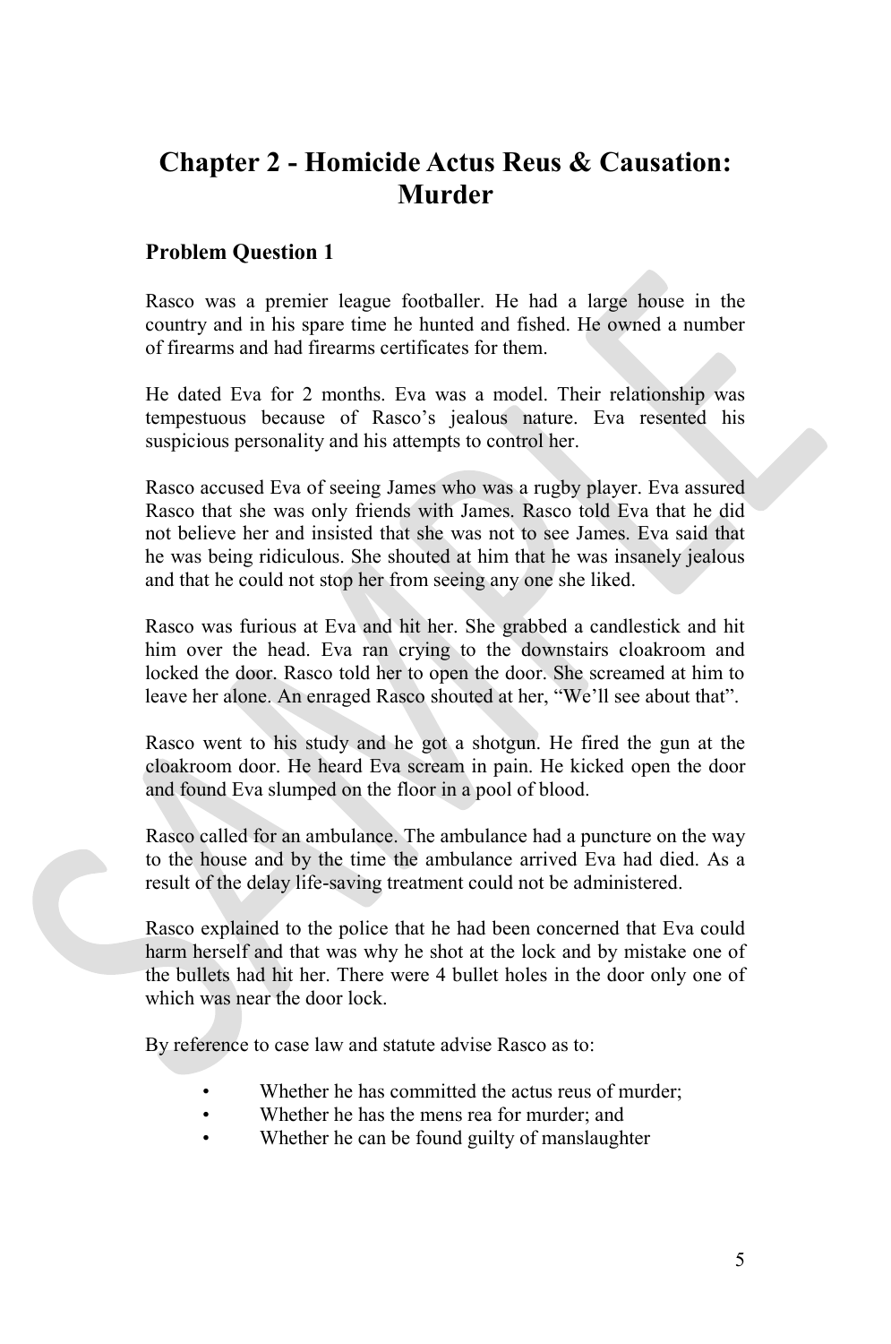# Chapter 2 - Homicide Actus Reus & Causation: Murder

## Problem Question 1

Rasco was a premier league footballer. He had a large house in the country and in his spare time he hunted and fished. He owned a number of firearms and had firearms certificates for them.

He dated Eva for 2 months. Eva was a model. Their relationship was tempestuous because of Rasco's jealous nature. Eva resented his suspicious personality and his attempts to control her.

Rasco accused Eva of seeing James who was a rugby player. Eva assured Rasco that she was only friends with James. Rasco told Eva that he did not believe her and insisted that she was not to see James. Eva said that he was being ridiculous. She shouted at him that he was insanely jealous and that he could not stop her from seeing any one she liked.

Rasco was furious at Eva and hit her. She grabbed a candlestick and hit him over the head. Eva ran crying to the downstairs cloakroom and locked the door. Rasco told her to open the door. She screamed at him to leave her alone. An enraged Rasco shouted at her, "We'll see about that".

Rasco went to his study and he got a shotgun. He fired the gun at the cloakroom door. He heard Eva scream in pain. He kicked open the door and found Eva slumped on the floor in a pool of blood.

Rasco called for an ambulance. The ambulance had a puncture on the way to the house and by the time the ambulance arrived Eva had died. As a result of the delay life-saving treatment could not be administered.

Rasco explained to the police that he had been concerned that Eva could harm herself and that was why he shot at the lock and by mistake one of the bullets had hit her. There were 4 bullet holes in the door only one of which was near the door lock.

By reference to case law and statute advise Rasco as to:

- Whether he has committed the actus reus of murder;
- Whether he has the mens rea for murder; and
- Whether he can be found guilty of manslaughter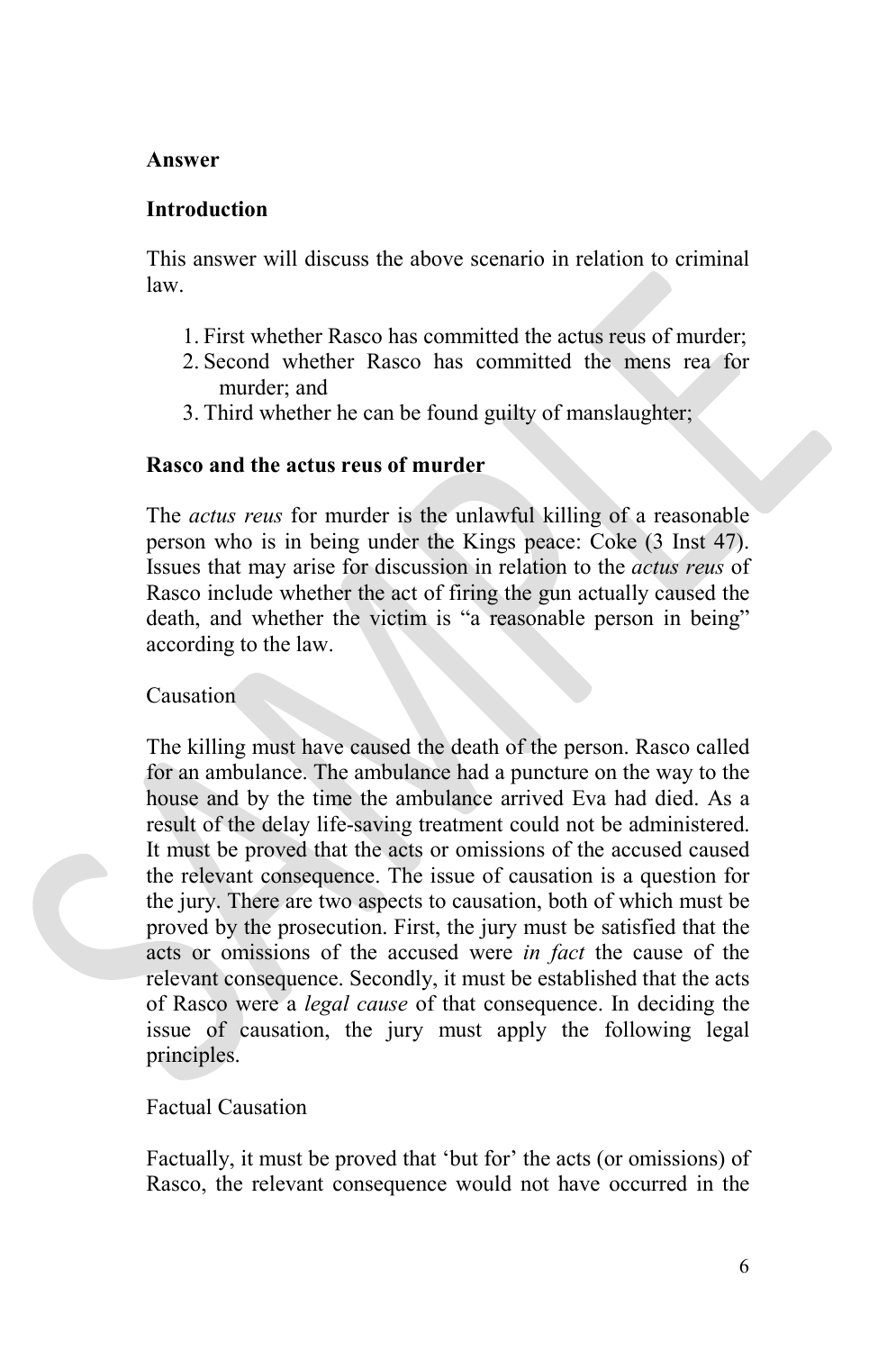**Answer**

**Introduction**

This answer will discuss the above scenario in relation to criminal law.

1. First whether Rasco has committed the actus reus of murder;
2. Second whether Rasco has committed the mens rea for murder; and
3. Third whether he can be found guilty of manslaughter;

**Rasco and the actus reus of murder**

The *actus reus* for murder is the unlawful killing of a reasonable person who is in being under the Kings peace: Coke (3 Inst 47). Issues that may arise for discussion in relation to the *actus reus* of Rasco include whether the act of firing the gun actually caused the death, and whether the victim is "a reasonable person in being" according to the law.

Causation

The killing must have caused the death of the person. Rasco called for an ambulance. The ambulance had a puncture on the way to the house and by the time the ambulance arrived Eva had died. As a result of the delay life-saving treatment could not be administered. It must be proved that the acts or omissions of the accused caused the relevant consequence. The issue of causation is a question for the jury. There are two aspects to causation, both of which must be proved by the prosecution. First, the jury must be satisfied that the acts or omissions of the accused were *in fact* the cause of the relevant consequence. Secondly, it must be established that the acts of Rasco were a *legal cause* of that consequence. In deciding the issue of causation, the jury must apply the following legal principles.

Factual Causation

Factually, it must be proved that 'but for' the acts (or omissions) of Rasco, the relevant consequence would not have occurred in the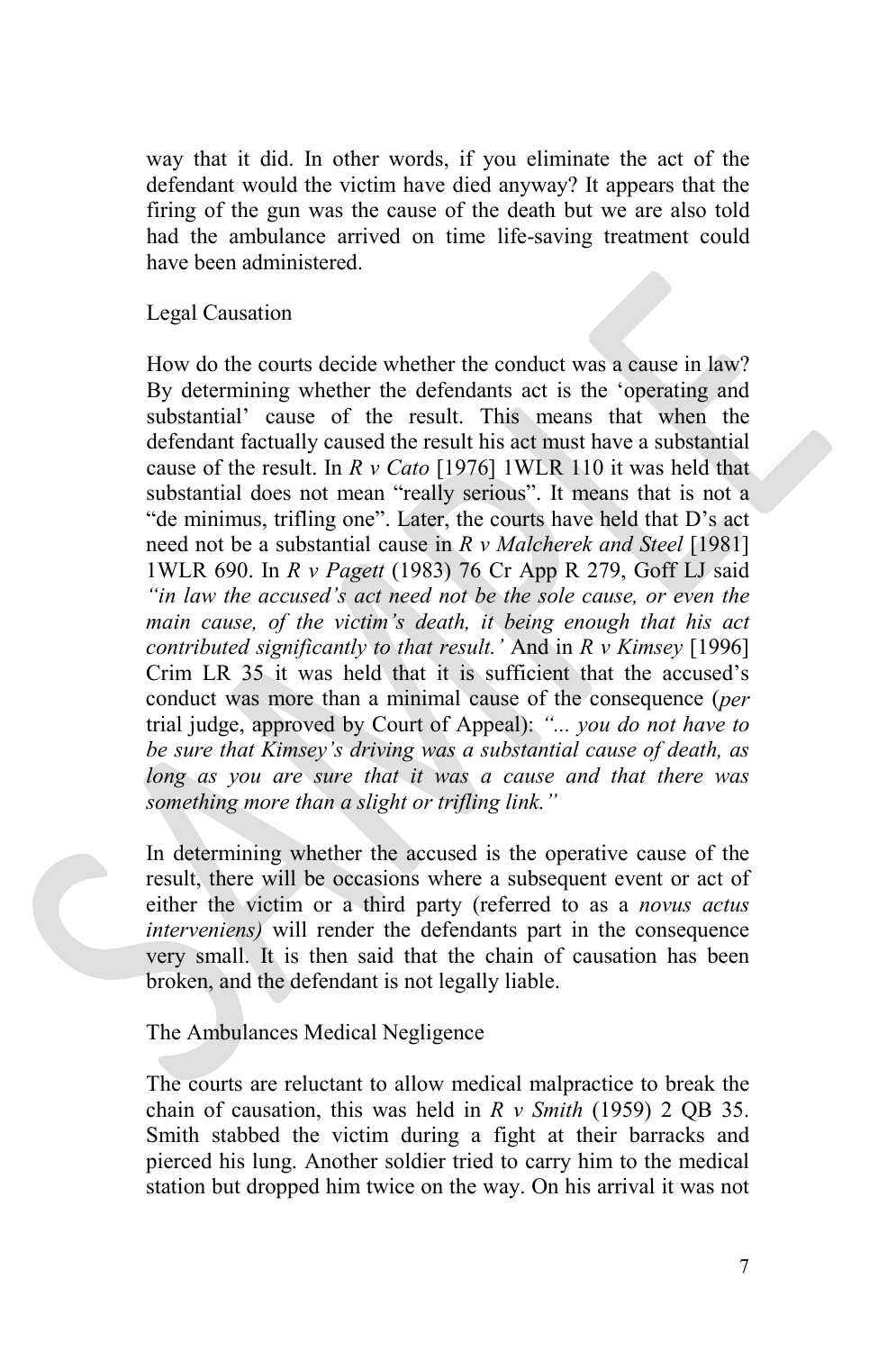way that it did. In other words, if you eliminate the act of the defendant would the victim have died anyway? It appears that the firing of the gun was the cause of the death but we are also told had the ambulance arrived on time life-saving treatment could have been administered.

Legal Causation

How do the courts decide whether the conduct was a cause in law? By determining whether the defendants act is the 'operating and substantial' cause of the result. This means that when the defendant factually caused the result his act must have a substantial cause of the result. In *R v Cato* [1976] 1WLR 110 it was held that substantial does not mean "really serious". It means that is not a "de minimus, trifling one". Later, the courts have held that D's act need not be a substantial cause in *R v Malcherek and Steel* [1981] 1WLR 690. In *R v Pagett* (1983) 76 Cr App R 279, Goff LJ said *"in law the accused's act need not be the sole cause, or even the main cause, of the victim's death, it being enough that his act contributed significantly to that result.'* And in *R v Kimsey* [1996] Crim LR 35 it was held that it is sufficient that the accused's conduct was more than a minimal cause of the consequence (*per* trial judge, approved by Court of Appeal): *"... you do not have to be sure that Kimsey's driving was a substantial cause of death, as long as you are sure that it was a cause and that there was something more than a slight or trifling link."*

In determining whether the accused is the operative cause of the result, there will be occasions where a subsequent event or act of either the victim or a third party (referred to as a *novus actus interveniens)* will render the defendants part in the consequence very small. It is then said that the chain of causation has been broken, and the defendant is not legally liable.

The Ambulances Medical Negligence

The courts are reluctant to allow medical malpractice to break the chain of causation, this was held in *R v Smith* (1959) 2 QB 35. Smith stabbed the victim during a fight at their barracks and pierced his lung. Another soldier tried to carry him to the medical station but dropped him twice on the way. On his arrival it was not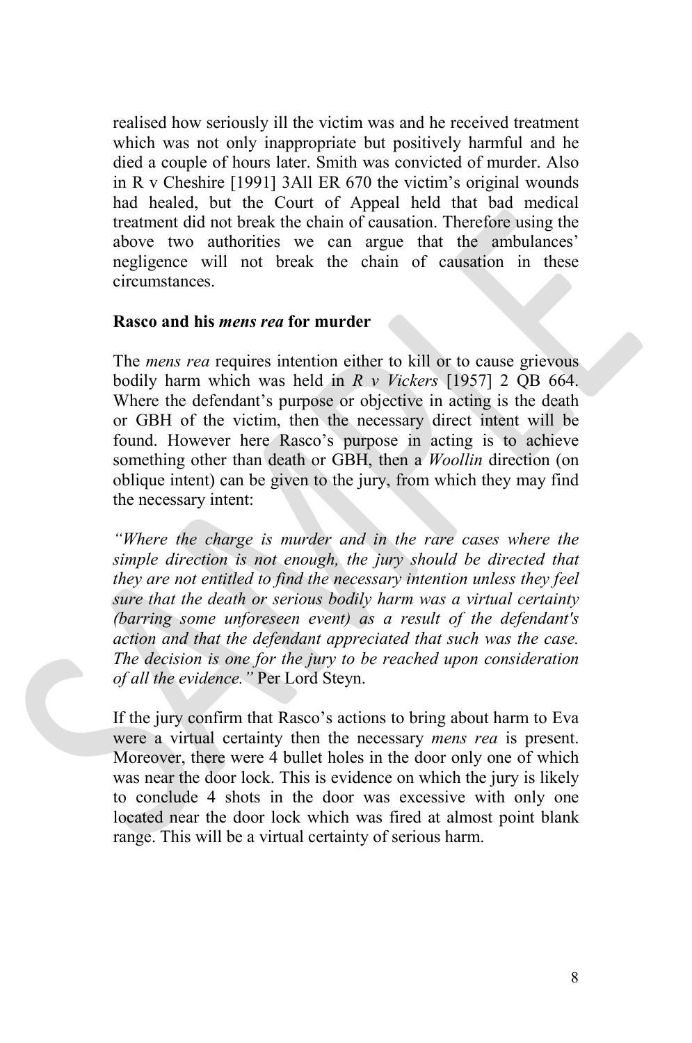realised how seriously ill the victim was and he received treatment which was not only inappropriate but positively harmful and he died a couple of hours later. Smith was convicted of murder. Also in R v Cheshire [1991] 3All ER 670 the victim's original wounds had healed, but the Court of Appeal held that bad medical treatment did not break the chain of causation. Therefore using the above two authorities we can argue that the ambulances' negligence will not break the chain of causation in these circumstances.

**Rasco and his *mens rea* for murder**

The *mens rea* requires intention either to kill or to cause grievous bodily harm which was held in *R v Vickers* [1957] 2 QB 664. Where the defendant's purpose or objective in acting is the death or GBH of the victim, then the necessary direct intent will be found. However here Rasco's purpose in acting is to achieve something other than death or GBH, then a *Woollin* direction (on oblique intent) can be given to the jury, from which they may find the necessary intent:

*"Where the charge is murder and in the rare cases where the simple direction is not enough, the jury should be directed that they are not entitled to find the necessary intention unless they feel sure that the death or serious bodily harm was a virtual certainty (barring some unforeseen event) as a result of the defendant's action and that the defendant appreciated that such was the case. The decision is one for the jury to be reached upon consideration of all the evidence."* Per Lord Steyn.

If the jury confirm that Rasco's actions to bring about harm to Eva were a virtual certainty then the necessary *mens rea* is present. Moreover, there were 4 bullet holes in the door only one of which was near the door lock. This is evidence on which the jury is likely to conclude 4 shots in the door was excessive with only one located near the door lock which was fired at almost point blank range. This will be a virtual certainty of serious harm.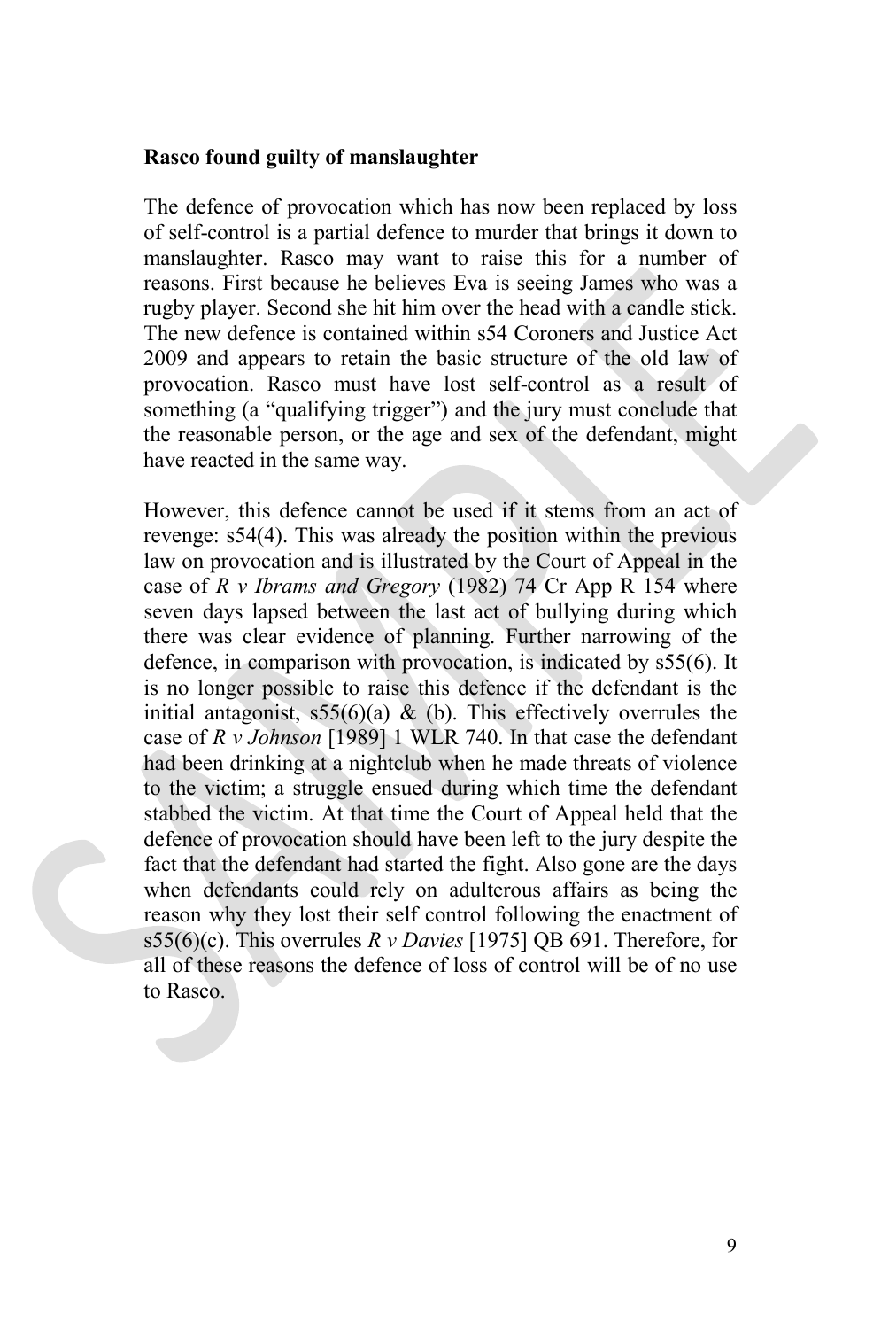**Rasco found guilty of manslaughter**

The defence of provocation which has now been replaced by loss of self-control is a partial defence to murder that brings it down to manslaughter. Rasco may want to raise this for a number of reasons. First because he believes Eva is seeing James who was a rugby player. Second she hit him over the head with a candle stick. The new defence is contained within s54 Coroners and Justice Act 2009 and appears to retain the basic structure of the old law of provocation. Rasco must have lost self-control as a result of something (a "qualifying trigger") and the jury must conclude that the reasonable person, or the age and sex of the defendant, might have reacted in the same way.

However, this defence cannot be used if it stems from an act of revenge: s54(4). This was already the position within the previous law on provocation and is illustrated by the Court of Appeal in the case of *R v Ibrams and Gregory* (1982) 74 Cr App R 154 where seven days lapsed between the last act of bullying during which there was clear evidence of planning. Further narrowing of the defence, in comparison with provocation, is indicated by s55(6). It is no longer possible to raise this defence if the defendant is the initial antagonist, s55(6)(a) & (b). This effectively overrules the case of *R v Johnson* [1989] 1 WLR 740. In that case the defendant had been drinking at a nightclub when he made threats of violence to the victim; a struggle ensued during which time the defendant stabbed the victim. At that time the Court of Appeal held that the defence of provocation should have been left to the jury despite the fact that the defendant had started the fight. Also gone are the days when defendants could rely on adulterous affairs as being the reason why they lost their self control following the enactment of s55(6)(c). This overrules *R v Davies* [1975] QB 691. Therefore, for all of these reasons the defence of loss of control will be of no use to Rasco.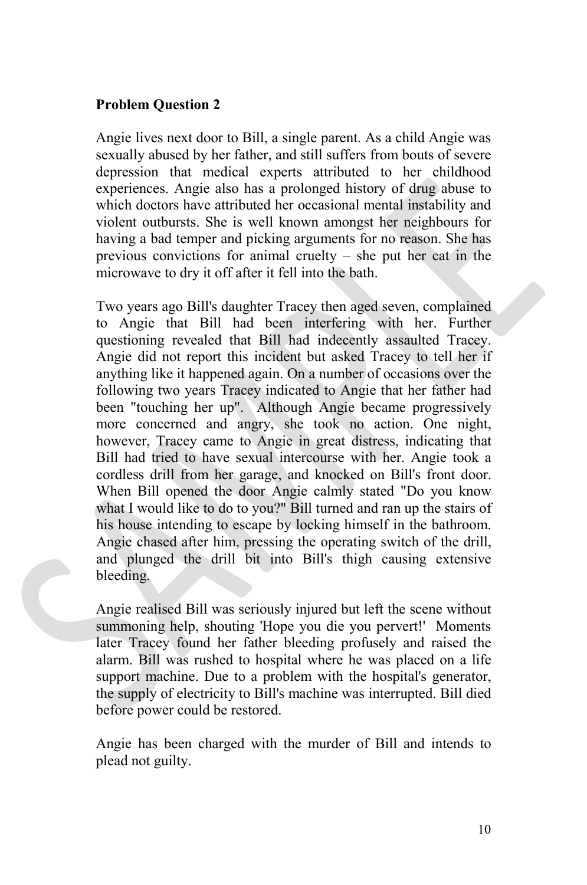**Problem Question 2**

Angie lives next door to Bill, a single parent. As a child Angie was sexually abused by her father, and still suffers from bouts of severe depression that medical experts attributed to her childhood experiences. Angie also has a prolonged history of drug abuse to which doctors have attributed her occasional mental instability and violent outbursts. She is well known amongst her neighbours for having a bad temper and picking arguments for no reason. She has previous convictions for animal cruelty – she put her cat in the microwave to dry it off after it fell into the bath.

Two years ago Bill's daughter Tracey then aged seven, complained to Angie that Bill had been interfering with her. Further questioning revealed that Bill had indecently assaulted Tracey. Angie did not report this incident but asked Tracey to tell her if anything like it happened again. On a number of occasions over the following two years Tracey indicated to Angie that her father had been "touching her up". Although Angie became progressively more concerned and angry, she took no action. One night, however, Tracey came to Angie in great distress, indicating that Bill had tried to have sexual intercourse with her. Angie took a cordless drill from her garage, and knocked on Bill's front door. When Bill opened the door Angie calmly stated "Do you know what I would like to do to you?" Bill turned and ran up the stairs of his house intending to escape by locking himself in the bathroom. Angie chased after him, pressing the operating switch of the drill, and plunged the drill bit into Bill's thigh causing extensive bleeding.

Angie realised Bill was seriously injured but left the scene without summoning help, shouting 'Hope you die you pervert!' Moments later Tracey found her father bleeding profusely and raised the alarm. Bill was rushed to hospital where he was placed on a life support machine. Due to a problem with the hospital's generator, the supply of electricity to Bill's machine was interrupted. Bill died before power could be restored.

Angie has been charged with the murder of Bill and intends to plead not guilty.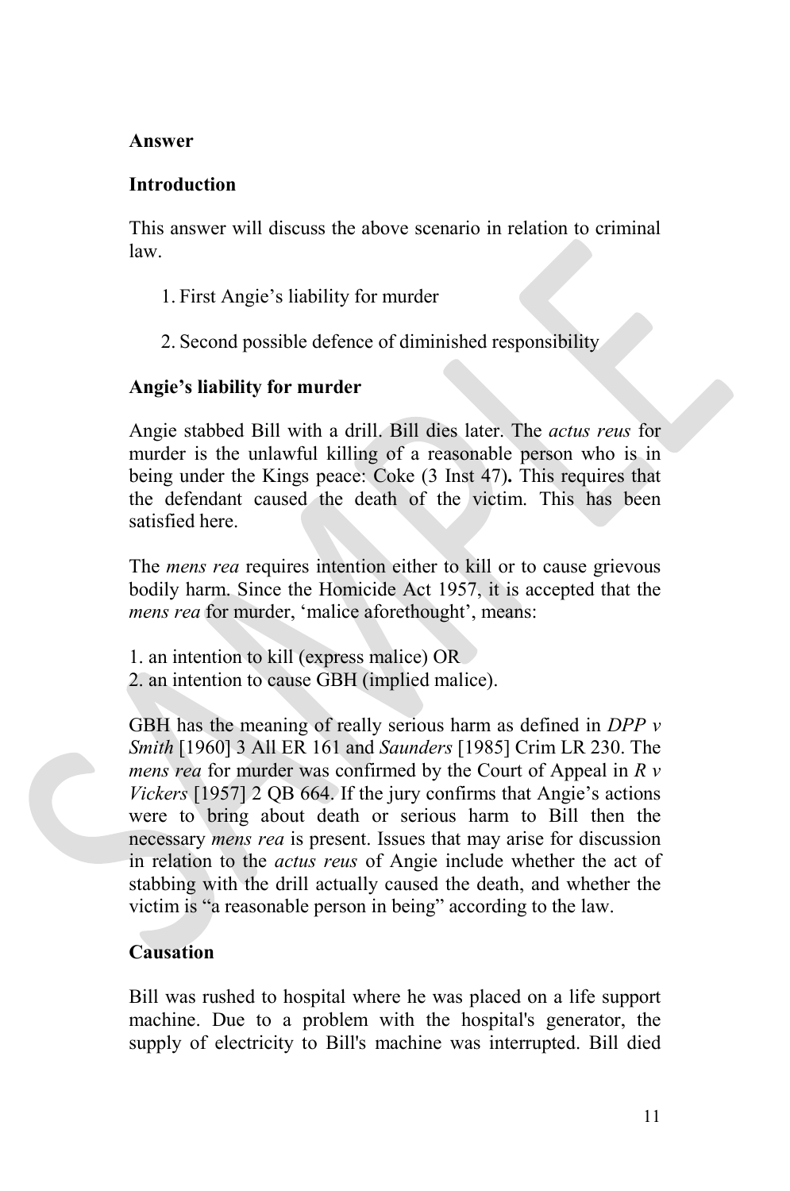**Answer**

**Introduction**

This answer will discuss the above scenario in relation to criminal law.

1. First Angie's liability for murder

2. Second possible defence of diminished responsibility

**Angie's liability for murder**

Angie stabbed Bill with a drill. Bill dies later. The *actus reus* for murder is the unlawful killing of a reasonable person who is in being under the Kings peace: Coke (3 Inst 47). This requires that the defendant caused the death of the victim. This has been satisfied here.

The *mens rea* requires intention either to kill or to cause grievous bodily harm. Since the Homicide Act 1957, it is accepted that the *mens rea* for murder, 'malice aforethought', means:

1. an intention to kill (express malice) OR
2. an intention to cause GBH (implied malice).

GBH has the meaning of really serious harm as defined in *DPP v Smith* [1960] 3 All ER 161 and *Saunders* [1985] Crim LR 230. The *mens rea* for murder was confirmed by the Court of Appeal in *R v Vickers* [1957] 2 QB 664. If the jury confirms that Angie's actions were to bring about death or serious harm to Bill then the necessary *mens rea* is present. Issues that may arise for discussion in relation to the *actus reus* of Angie include whether the act of stabbing with the drill actually caused the death, and whether the victim is "a reasonable person in being" according to the law.

**Causation**

Bill was rushed to hospital where he was placed on a life support machine. Due to a problem with the hospital's generator, the supply of electricity to Bill's machine was interrupted. Bill died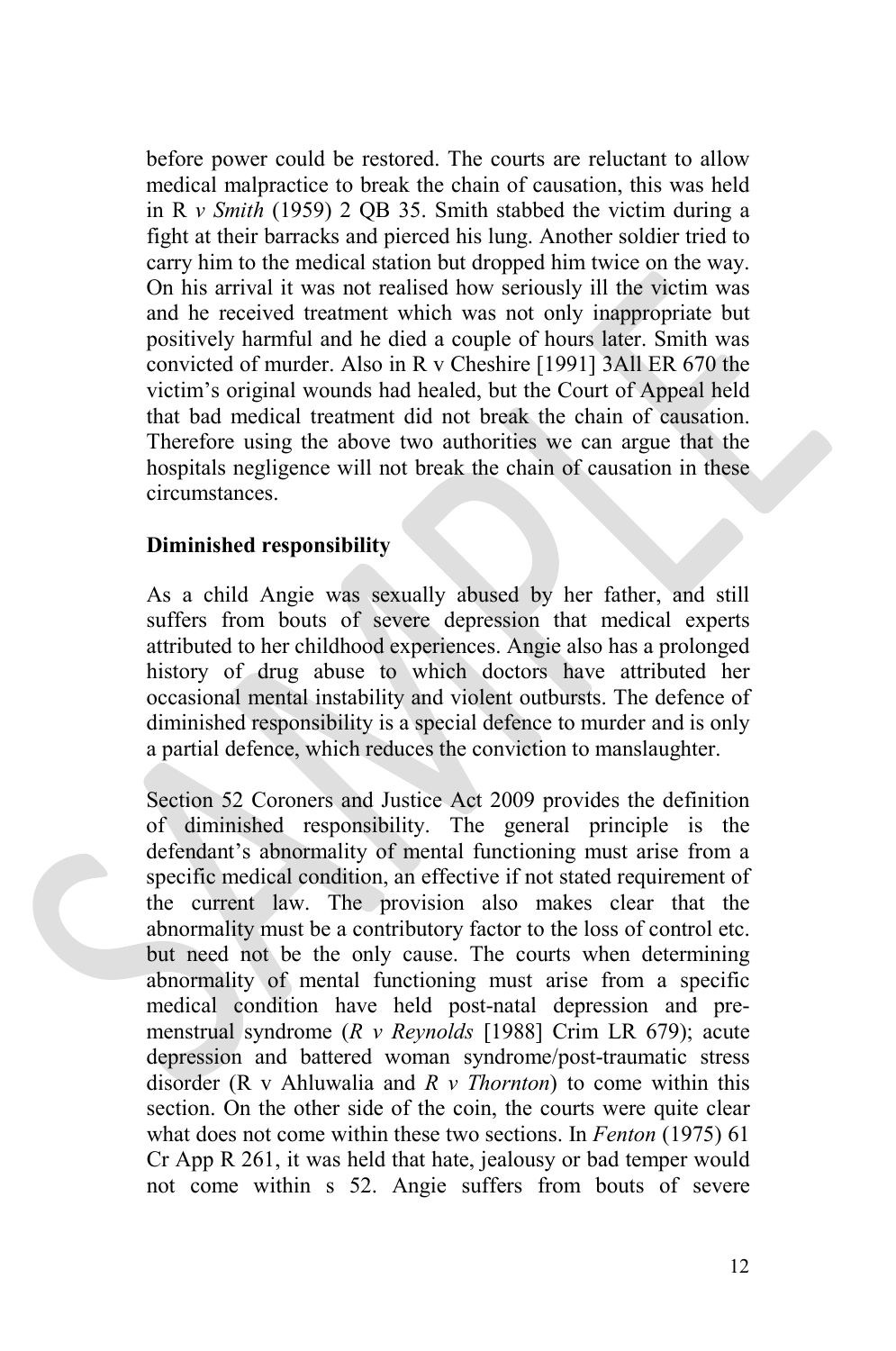before power could be restored. The courts are reluctant to allow medical malpractice to break the chain of causation, this was held in R *v Smith* (1959) 2 QB 35. Smith stabbed the victim during a fight at their barracks and pierced his lung. Another soldier tried to carry him to the medical station but dropped him twice on the way. On his arrival it was not realised how seriously ill the victim was and he received treatment which was not only inappropriate but positively harmful and he died a couple of hours later. Smith was convicted of murder. Also in R v Cheshire [1991] 3All ER 670 the victim's original wounds had healed, but the Court of Appeal held that bad medical treatment did not break the chain of causation. Therefore using the above two authorities we can argue that the hospitals negligence will not break the chain of causation in these circumstances.

**Diminished responsibility**

As a child Angie was sexually abused by her father, and still suffers from bouts of severe depression that medical experts attributed to her childhood experiences. Angie also has a prolonged history of drug abuse to which doctors have attributed her occasional mental instability and violent outbursts. The defence of diminished responsibility is a special defence to murder and is only a partial defence, which reduces the conviction to manslaughter.

Section 52 Coroners and Justice Act 2009 provides the definition of diminished responsibility. The general principle is the defendant's abnormality of mental functioning must arise from a specific medical condition, an effective if not stated requirement of the current law. The provision also makes clear that the abnormality must be a contributory factor to the loss of control etc. but need not be the only cause. The courts when determining abnormality of mental functioning must arise from a specific medical condition have held post-natal depression and pre-menstrual syndrome (*R v Reynolds* [1988] Crim LR 679); acute depression and battered woman syndrome/post-traumatic stress disorder (R v Ahluwalia and *R v Thornton*) to come within this section. On the other side of the coin, the courts were quite clear what does not come within these two sections. In *Fenton* (1975) 61 Cr App R 261, it was held that hate, jealousy or bad temper would not come within s 52. Angie suffers from bouts of severe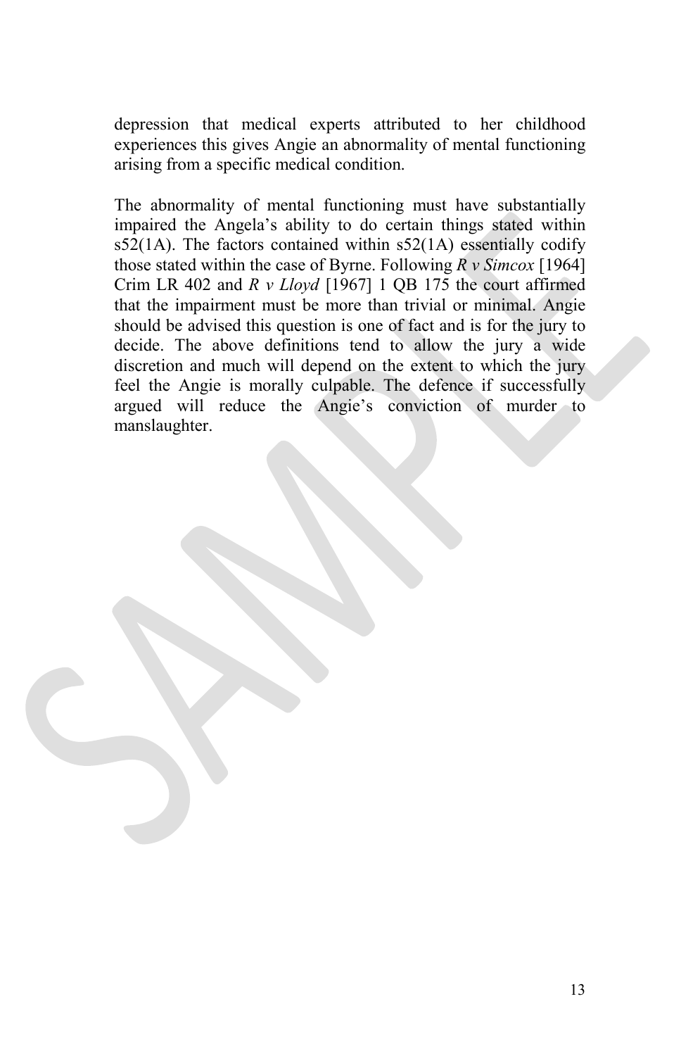depression that medical experts attributed to her childhood experiences this gives Angie an abnormality of mental functioning arising from a specific medical condition.

The abnormality of mental functioning must have substantially impaired the Angela's ability to do certain things stated within s52(1A). The factors contained within s52(1A) essentially codify those stated within the case of Byrne. Following *R v Simcox* [1964] Crim LR 402 and *R v Lloyd* [1967] 1 QB 175 the court affirmed that the impairment must be more than trivial or minimal. Angie should be advised this question is one of fact and is for the jury to decide. The above definitions tend to allow the jury a wide discretion and much will depend on the extent to which the jury feel the Angie is morally culpable. The defence if successfully argued will reduce the Angie's conviction of murder to manslaughter.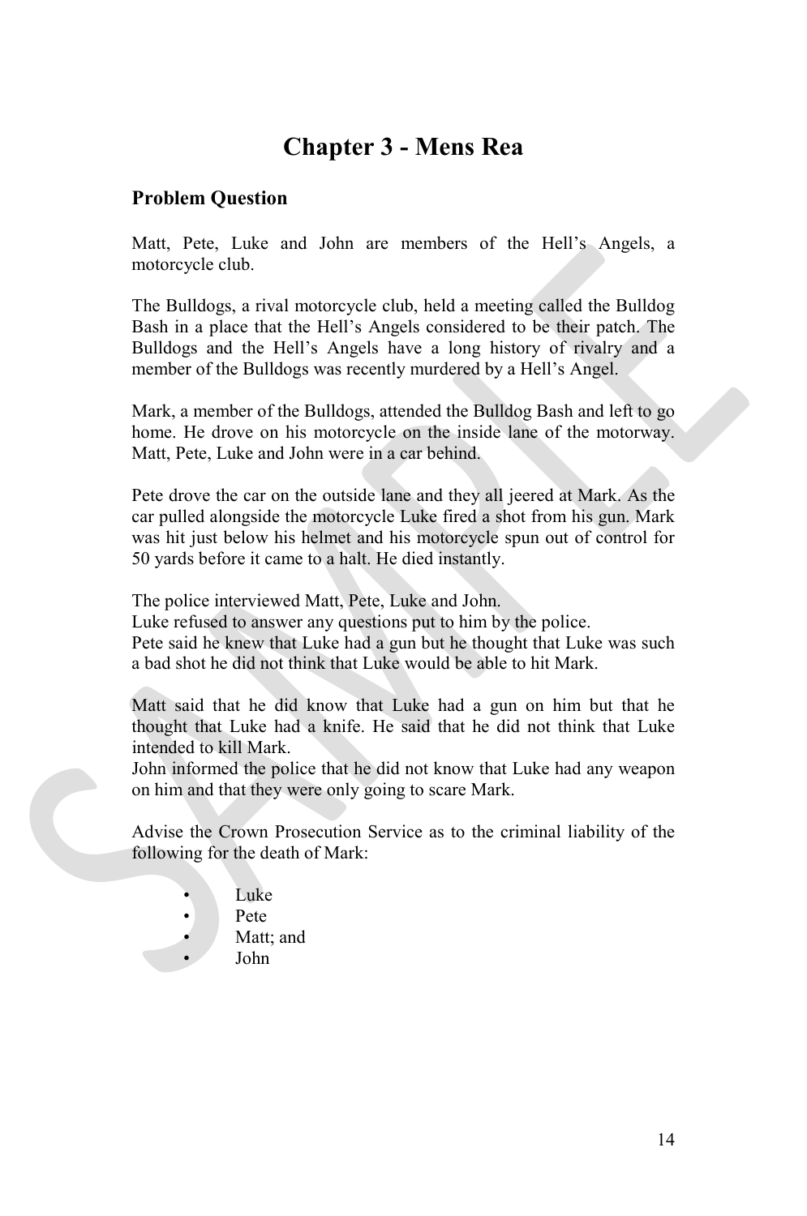# Chapter 3 - Mens Rea

## Problem Question

Matt, Pete, Luke and John are members of the Hell's Angels, a motorcycle club.

The Bulldogs, a rival motorcycle club, held a meeting called the Bulldog Bash in a place that the Hell's Angels considered to be their patch. The Bulldogs and the Hell's Angels have a long history of rivalry and a member of the Bulldogs was recently murdered by a Hell's Angel.

Mark, a member of the Bulldogs, attended the Bulldog Bash and left to go home. He drove on his motorcycle on the inside lane of the motorway. Matt, Pete, Luke and John were in a car behind.

Pete drove the car on the outside lane and they all jeered at Mark. As the car pulled alongside the motorcycle Luke fired a shot from his gun. Mark was hit just below his helmet and his motorcycle spun out of control for 50 yards before it came to a halt. He died instantly.

The police interviewed Matt, Pete, Luke and John.
Luke refused to answer any questions put to him by the police.
Pete said he knew that Luke had a gun but he thought that Luke was such a bad shot he did not think that Luke would be able to hit Mark.

Matt said that he did know that Luke had a gun on him but that he thought that Luke had a knife. He said that he did not think that Luke intended to kill Mark.
John informed the police that he did not know that Luke had any weapon on him and that they were only going to scare Mark.

Advise the Crown Prosecution Service as to the criminal liability of the following for the death of Mark:

- Luke
- Pete
- Matt; and
- John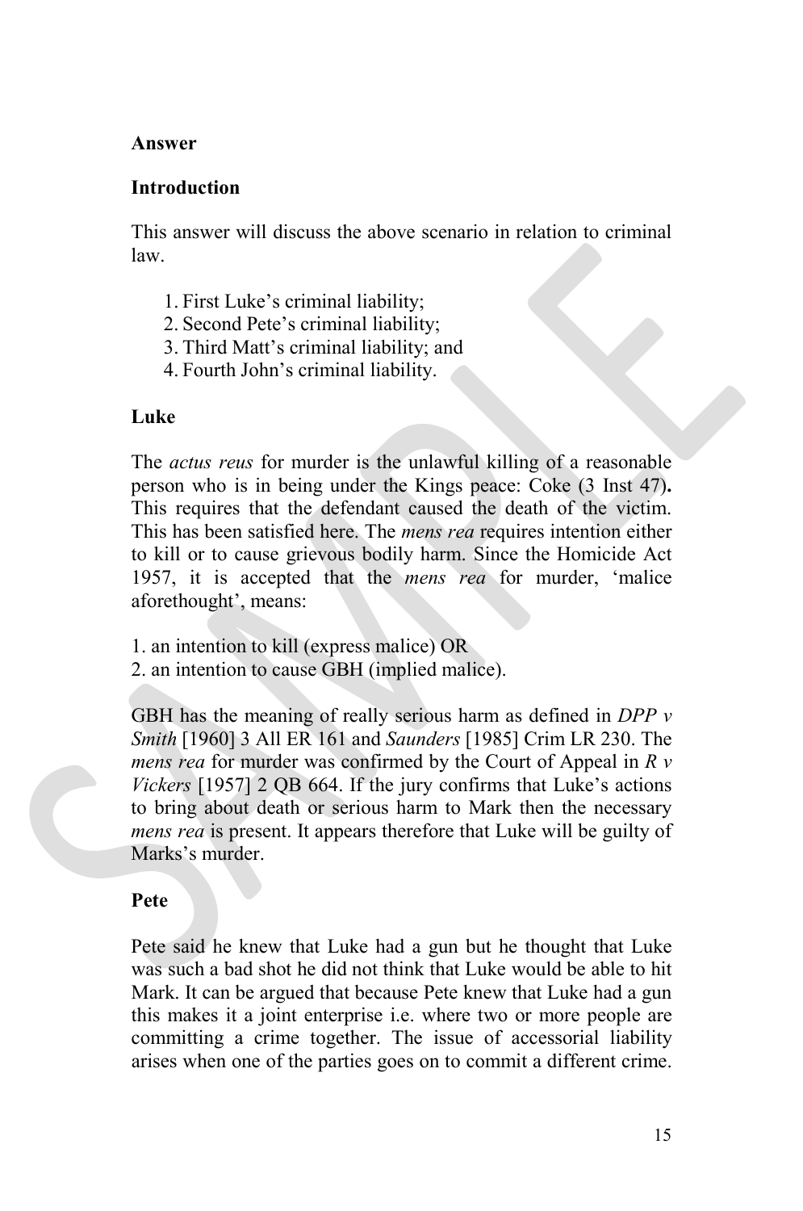**Answer**

**Introduction**

This answer will discuss the above scenario in relation to criminal law.

1. First Luke's criminal liability;
2. Second Pete's criminal liability;
3. Third Matt's criminal liability; and
4. Fourth John's criminal liability.

**Luke**

The *actus reus* for murder is the unlawful killing of a reasonable person who is in being under the Kings peace: Coke (3 Inst 47)**.** This requires that the defendant caused the death of the victim. This has been satisfied here. The *mens rea* requires intention either to kill or to cause grievous bodily harm. Since the Homicide Act 1957, it is accepted that the *mens rea* for murder, 'malice aforethought', means:

1. an intention to kill (express malice) OR
2. an intention to cause GBH (implied malice).

GBH has the meaning of really serious harm as defined in *DPP v Smith* [1960] 3 All ER 161 and *Saunders* [1985] Crim LR 230. The *mens rea* for murder was confirmed by the Court of Appeal in *R v Vickers* [1957] 2 QB 664. If the jury confirms that Luke's actions to bring about death or serious harm to Mark then the necessary *mens rea* is present. It appears therefore that Luke will be guilty of Marks's murder.

**Pete**

Pete said he knew that Luke had a gun but he thought that Luke was such a bad shot he did not think that Luke would be able to hit Mark. It can be argued that because Pete knew that Luke had a gun this makes it a joint enterprise i.e. where two or more people are committing a crime together. The issue of accessorial liability arises when one of the parties goes on to commit a different crime.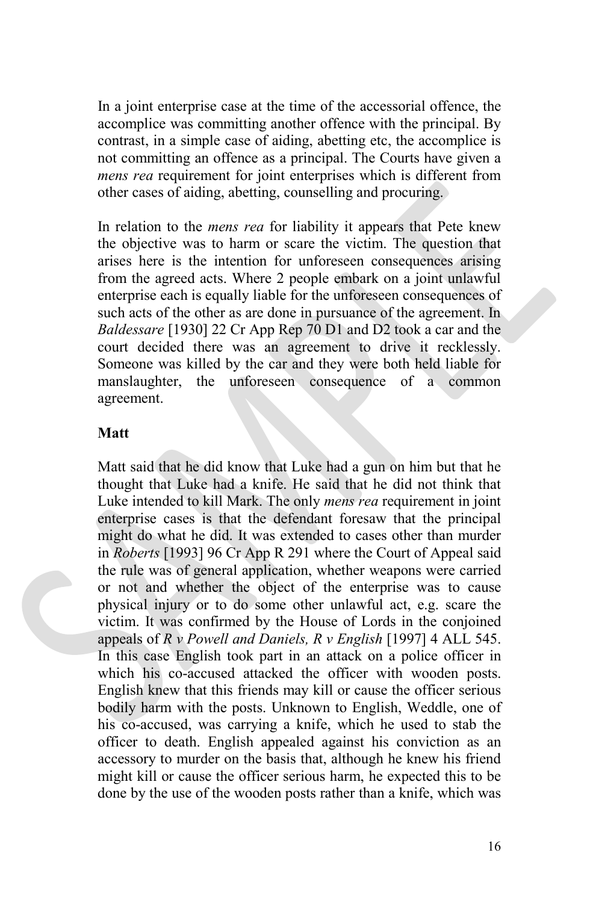In a joint enterprise case at the time of the accessorial offence, the accomplice was committing another offence with the principal. By contrast, in a simple case of aiding, abetting etc, the accomplice is not committing an offence as a principal. The Courts have given a *mens rea* requirement for joint enterprises which is different from other cases of aiding, abetting, counselling and procuring.

In relation to the *mens rea* for liability it appears that Pete knew the objective was to harm or scare the victim. The question that arises here is the intention for unforeseen consequences arising from the agreed acts. Where 2 people embark on a joint unlawful enterprise each is equally liable for the unforeseen consequences of such acts of the other as are done in pursuance of the agreement. In *Baldessare* [1930] 22 Cr App Rep 70 D1 and D2 took a car and the court decided there was an agreement to drive it recklessly. Someone was killed by the car and they were both held liable for manslaughter, the unforeseen consequence of a common agreement.

**Matt**

Matt said that he did know that Luke had a gun on him but that he thought that Luke had a knife. He said that he did not think that Luke intended to kill Mark. The only *mens rea* requirement in joint enterprise cases is that the defendant foresaw that the principal might do what he did. It was extended to cases other than murder in *Roberts* [1993] 96 Cr App R 291 where the Court of Appeal said the rule was of general application, whether weapons were carried or not and whether the object of the enterprise was to cause physical injury or to do some other unlawful act, e.g. scare the victim. It was confirmed by the House of Lords in the conjoined appeals of *R v Powell and Daniels, R v English* [1997] 4 ALL 545. In this case English took part in an attack on a police officer in which his co-accused attacked the officer with wooden posts. English knew that this friends may kill or cause the officer serious bodily harm with the posts. Unknown to English, Weddle, one of his co-accused, was carrying a knife, which he used to stab the officer to death. English appealed against his conviction as an accessory to murder on the basis that, although he knew his friend might kill or cause the officer serious harm, he expected this to be done by the use of the wooden posts rather than a knife, which was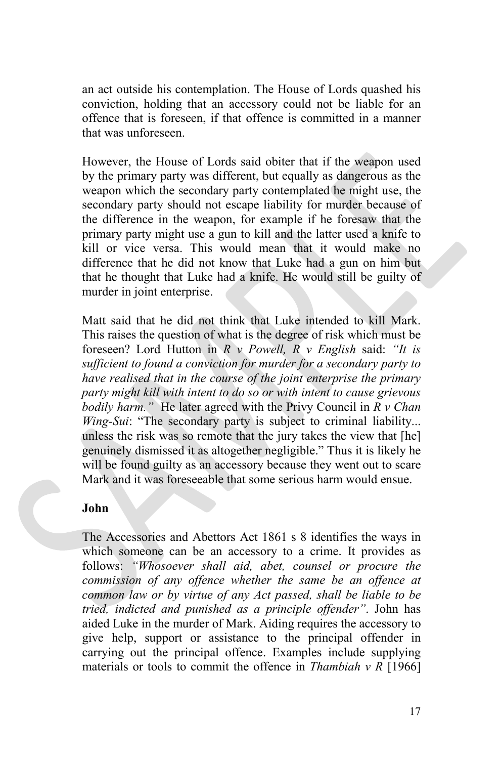an act outside his contemplation. The House of Lords quashed his conviction, holding that an accessory could not be liable for an offence that is foreseen, if that offence is committed in a manner that was unforeseen.

However, the House of Lords said obiter that if the weapon used by the primary party was different, but equally as dangerous as the weapon which the secondary party contemplated he might use, the secondary party should not escape liability for murder because of the difference in the weapon, for example if he foresaw that the primary party might use a gun to kill and the latter used a knife to kill or vice versa. This would mean that it would make no difference that he did not know that Luke had a gun on him but that he thought that Luke had a knife. He would still be guilty of murder in joint enterprise.

Matt said that he did not think that Luke intended to kill Mark. This raises the question of what is the degree of risk which must be foreseen? Lord Hutton in *R v Powell, R v English* said: *"It is sufficient to found a conviction for murder for a secondary party to have realised that in the course of the joint enterprise the primary party might kill with intent to do so or with intent to cause grievous bodily harm."* He later agreed with the Privy Council in *R v Chan Wing-Sui*: "The secondary party is subject to criminal liability... unless the risk was so remote that the jury takes the view that [he] genuinely dismissed it as altogether negligible." Thus it is likely he will be found guilty as an accessory because they went out to scare Mark and it was foreseeable that some serious harm would ensue.

**John**

The Accessories and Abettors Act 1861 s 8 identifies the ways in which someone can be an accessory to a crime. It provides as follows: *"Whosoever shall aid, abet, counsel or procure the commission of any offence whether the same be an offence at common law or by virtue of any Act passed, shall be liable to be tried, indicted and punished as a principle offender"*. John has aided Luke in the murder of Mark. Aiding requires the accessory to give help, support or assistance to the principal offender in carrying out the principal offence. Examples include supplying materials or tools to commit the offence in *Thambiah v R* [1966]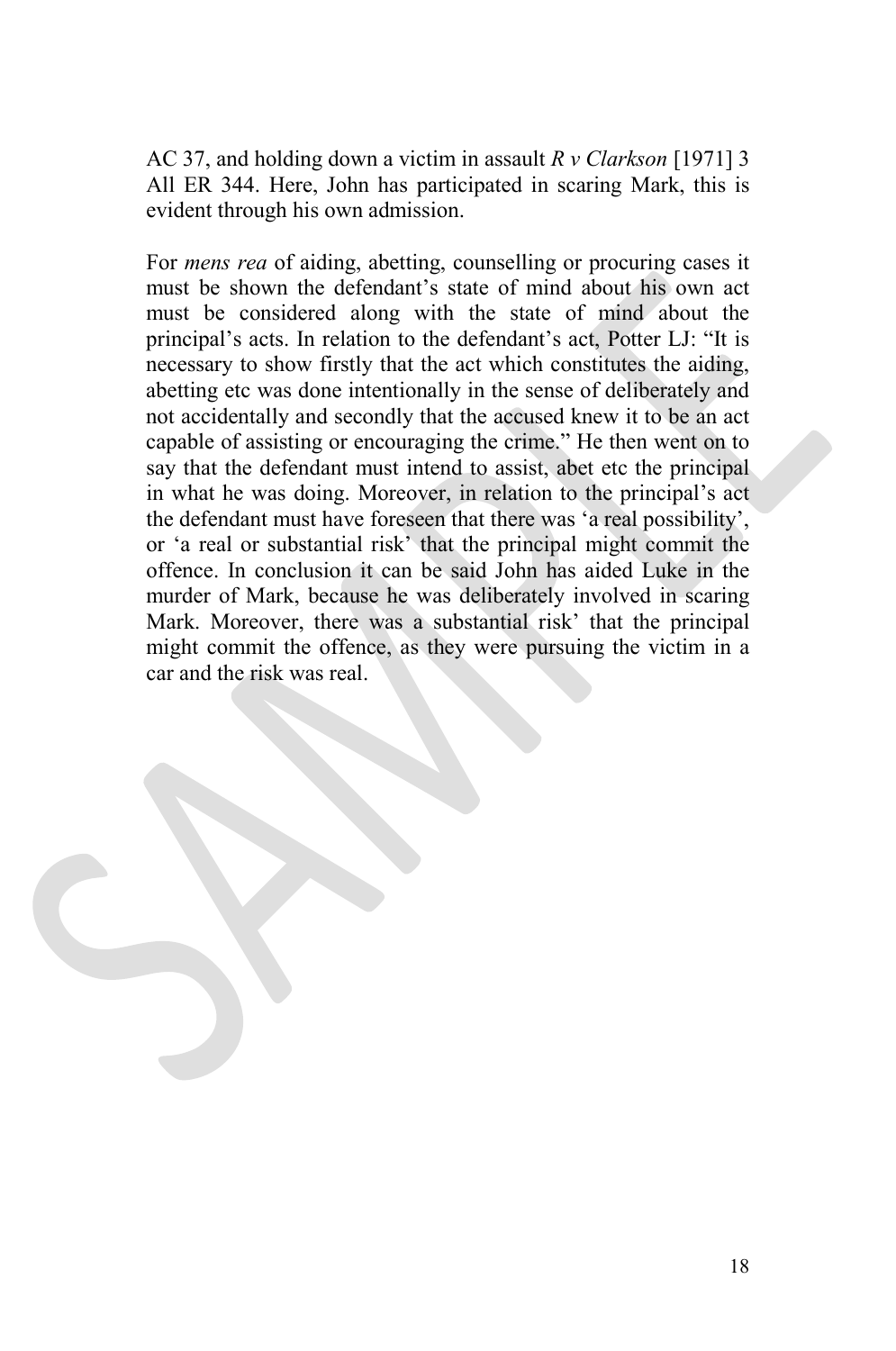AC 37, and holding down a victim in assault *R v Clarkson* [1971] 3 All ER 344. Here, John has participated in scaring Mark, this is evident through his own admission.

For *mens rea* of aiding, abetting, counselling or procuring cases it must be shown the defendant's state of mind about his own act must be considered along with the state of mind about the principal's acts. In relation to the defendant's act, Potter LJ: "It is necessary to show firstly that the act which constitutes the aiding, abetting etc was done intentionally in the sense of deliberately and not accidentally and secondly that the accused knew it to be an act capable of assisting or encouraging the crime." He then went on to say that the defendant must intend to assist, abet etc the principal in what he was doing. Moreover, in relation to the principal's act the defendant must have foreseen that there was 'a real possibility', or 'a real or substantial risk' that the principal might commit the offence. In conclusion it can be said John has aided Luke in the murder of Mark, because he was deliberately involved in scaring Mark. Moreover, there was a substantial risk' that the principal might commit the offence, as they were pursuing the victim in a car and the risk was real.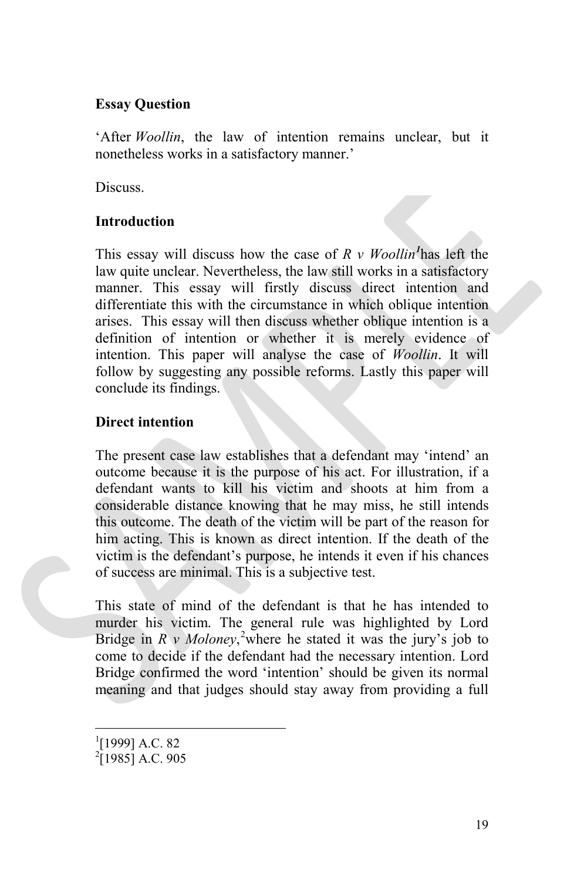**Essay Question**

'After *Woollin*, the law of intention remains unclear, but it nonetheless works in a satisfactory manner.'

Discuss.

**Introduction**

This essay will discuss how the case of *R v Woollin*[1]has left the law quite unclear. Nevertheless, the law still works in a satisfactory manner. This essay will firstly discuss direct intention and differentiate this with the circumstance in which oblique intention arises. This essay will then discuss whether oblique intention is a definition of intention or whether it is merely evidence of intention. This paper will analyse the case of *Woollin*. It will follow by suggesting any possible reforms. Lastly this paper will conclude its findings.

**Direct intention**

The present case law establishes that a defendant may 'intend' an outcome because it is the purpose of his act. For illustration, if a defendant wants to kill his victim and shoots at him from a considerable distance knowing that he may miss, he still intends this outcome. The death of the victim will be part of the reason for him acting. This is known as direct intention. If the death of the victim is the defendant's purpose, he intends it even if his chances of success are minimal. This is a subjective test.

This state of mind of the defendant is that he has intended to murder his victim. The general rule was highlighted by Lord Bridge in *R v Moloney*,[2]where he stated it was the jury's job to come to decide if the defendant had the necessary intention. Lord Bridge confirmed the word 'intention' should be given its normal meaning and that judges should stay away from providing a full

---

[1][1999] A.C. 82

[2][1985] A.C. 905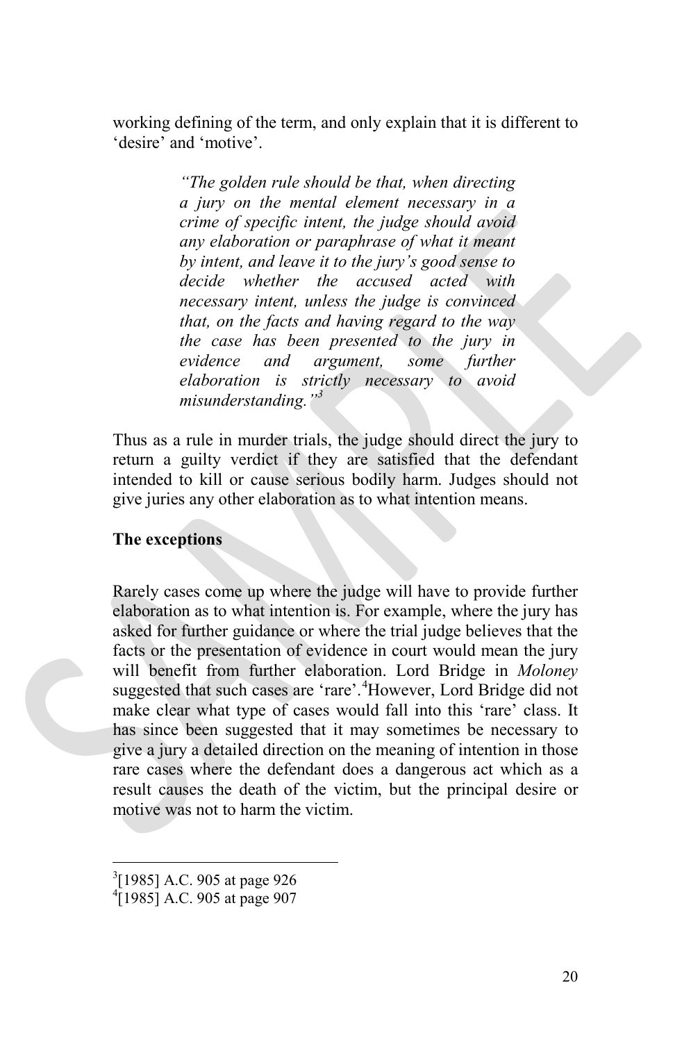working defining of the term, and only explain that it is different to 'desire' and 'motive'.

> *"The golden rule should be that, when directing a jury on the mental element necessary in a crime of specific intent, the judge should avoid any elaboration or paraphrase of what it meant by intent, and leave it to the jury's good sense to decide whether the accused acted with necessary intent, unless the judge is convinced that, on the facts and having regard to the way the case has been presented to the jury in evidence and argument, some further elaboration is strictly necessary to avoid misunderstanding."*[3]

Thus as a rule in murder trials, the judge should direct the jury to return a guilty verdict if they are satisfied that the defendant intended to kill or cause serious bodily harm. Judges should not give juries any other elaboration as to what intention means.

**The exceptions**

Rarely cases come up where the judge will have to provide further elaboration as to what intention is. For example, where the jury has asked for further guidance or where the trial judge believes that the facts or the presentation of evidence in court would mean the jury will benefit from further elaboration. Lord Bridge in *Moloney* suggested that such cases are 'rare'.[4] However, Lord Bridge did not make clear what type of cases would fall into this 'rare' class. It has since been suggested that it may sometimes be necessary to give a jury a detailed direction on the meaning of intention in those rare cases where the defendant does a dangerous act which as a result causes the death of the victim, but the principal desire or motive was not to harm the victim.

---

[3] [1985] A.C. 905 at page 926

[4] [1985] A.C. 905 at page 907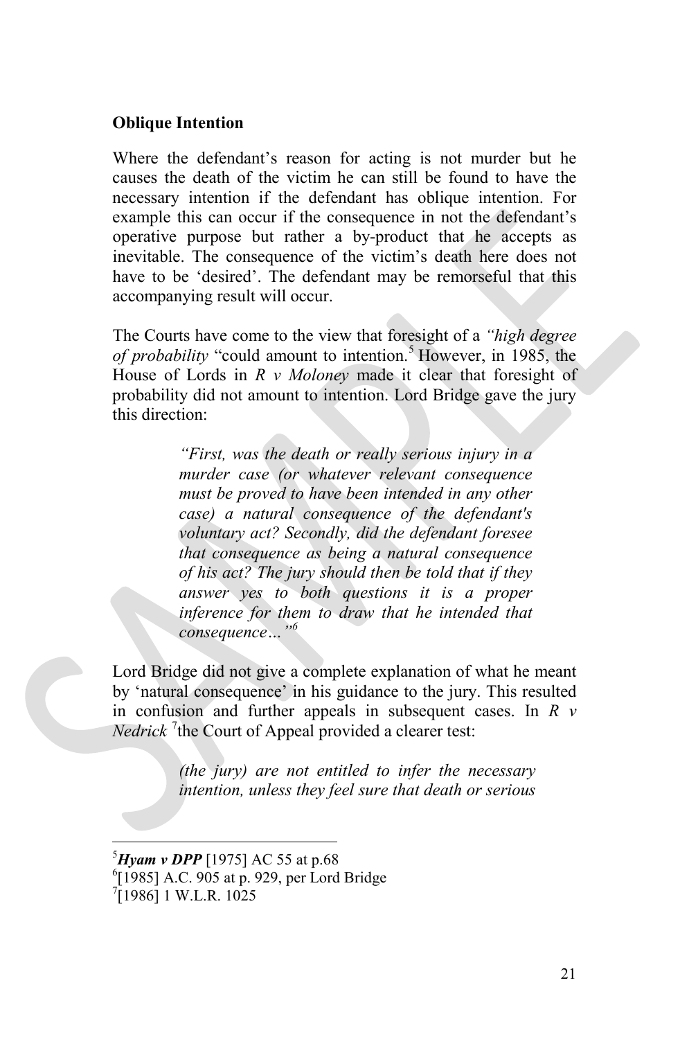**Oblique Intention**

Where the defendant's reason for acting is not murder but he causes the death of the victim he can still be found to have the necessary intention if the defendant has oblique intention. For example this can occur if the consequence in not the defendant's operative purpose but rather a by-product that he accepts as inevitable. The consequence of the victim's death here does not have to be 'desired'. The defendant may be remorseful that this accompanying result will occur.

The Courts have come to the view that foresight of a *"high degree of probability* "could amount to intention.[5] However, in 1985, the House of Lords in *R v Moloney* made it clear that foresight of probability did not amount to intention. Lord Bridge gave the jury this direction:

> *"First, was the death or really serious injury in a murder case (or whatever relevant consequence must be proved to have been intended in any other case) a natural consequence of the defendant's voluntary act? Secondly, did the defendant foresee that consequence as being a natural consequence of his act? The jury should then be told that if they answer yes to both questions it is a proper inference for them to draw that he intended that consequence…"*[6]

Lord Bridge did not give a complete explanation of what he meant by 'natural consequence' in his guidance to the jury. This resulted in confusion and further appeals in subsequent cases. In *R v Nedrick* [7]the Court of Appeal provided a clearer test:

> *(the jury) are not entitled to infer the necessary intention, unless they feel sure that death or serious*

---

[5]***Hyam v DPP*** [1975] AC 55 at p.68

[6][1985] A.C. 905 at p. 929, per Lord Bridge

[7][1986] 1 W.L.R. 1025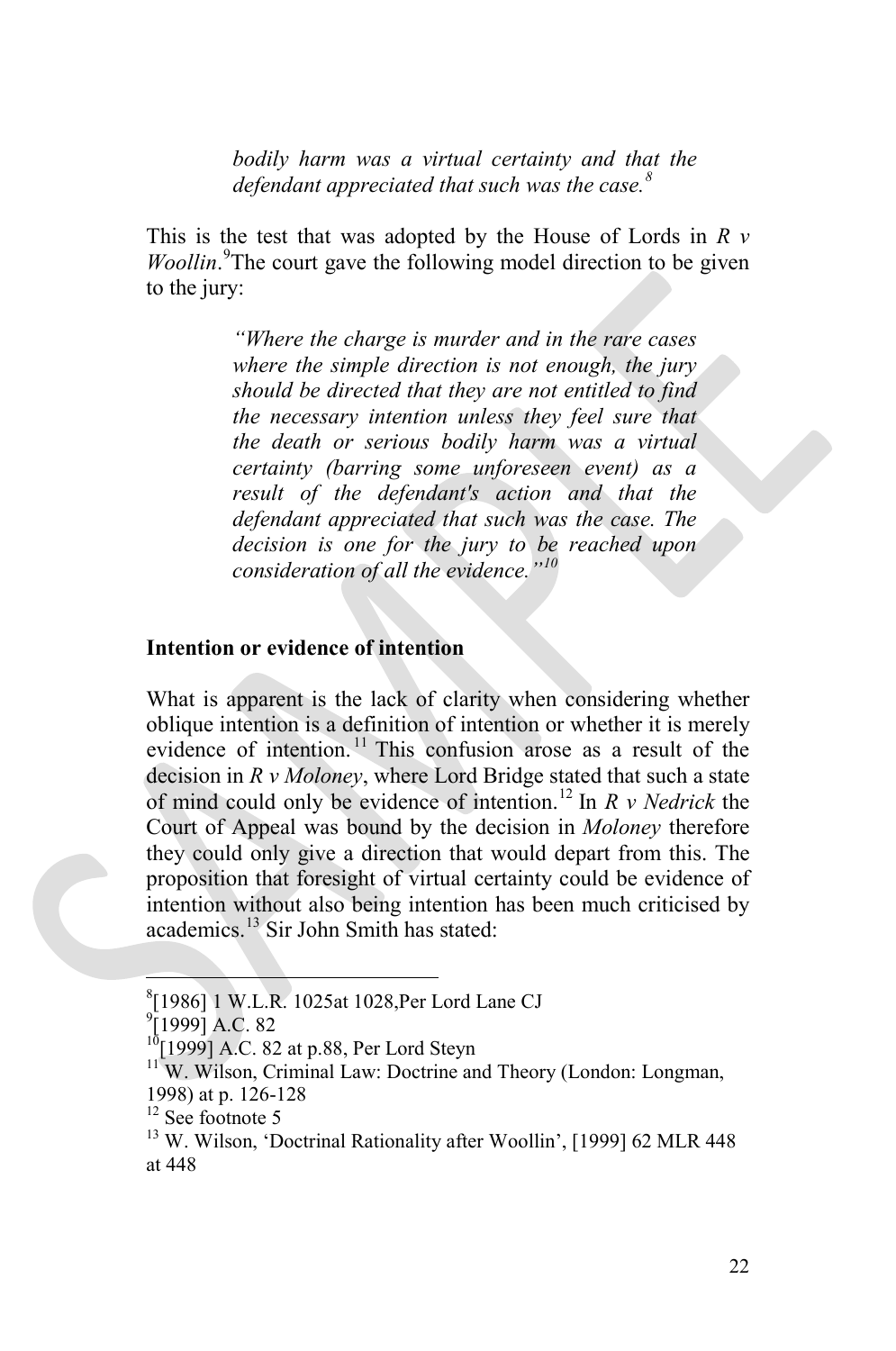> *bodily harm was a virtual certainty and that the defendant appreciated that such was the case.*[8]

This is the test that was adopted by the House of Lords in *R v Woollin*.[9]The court gave the following model direction to be given to the jury:

> *"Where the charge is murder and in the rare cases where the simple direction is not enough, the jury should be directed that they are not entitled to find the necessary intention unless they feel sure that the death or serious bodily harm was a virtual certainty (barring some unforeseen event) as a result of the defendant's action and that the defendant appreciated that such was the case. The decision is one for the jury to be reached upon consideration of all the evidence."*[10]

**Intention or evidence of intention**

What is apparent is the lack of clarity when considering whether oblique intention is a definition of intention or whether it is merely evidence of intention.[11] This confusion arose as a result of the decision in *R v Moloney*, where Lord Bridge stated that such a state of mind could only be evidence of intention.[12] In *R v Nedrick* the Court of Appeal was bound by the decision in *Moloney* therefore they could only give a direction that would depart from this. The proposition that foresight of virtual certainty could be evidence of intention without also being intention has been much criticised by academics.[13] Sir John Smith has stated:

---

[8] [1986] 1 W.L.R. 1025at 1028,Per Lord Lane CJ

[9] [1999] A.C. 82

[10] [1999] A.C. 82 at p.88, Per Lord Steyn

[11] W. Wilson, Criminal Law: Doctrine and Theory (London: Longman, 1998) at p. 126-128

[12] See footnote 5

[13] W. Wilson, 'Doctrinal Rationality after Woollin', [1999] 62 MLR 448 at 448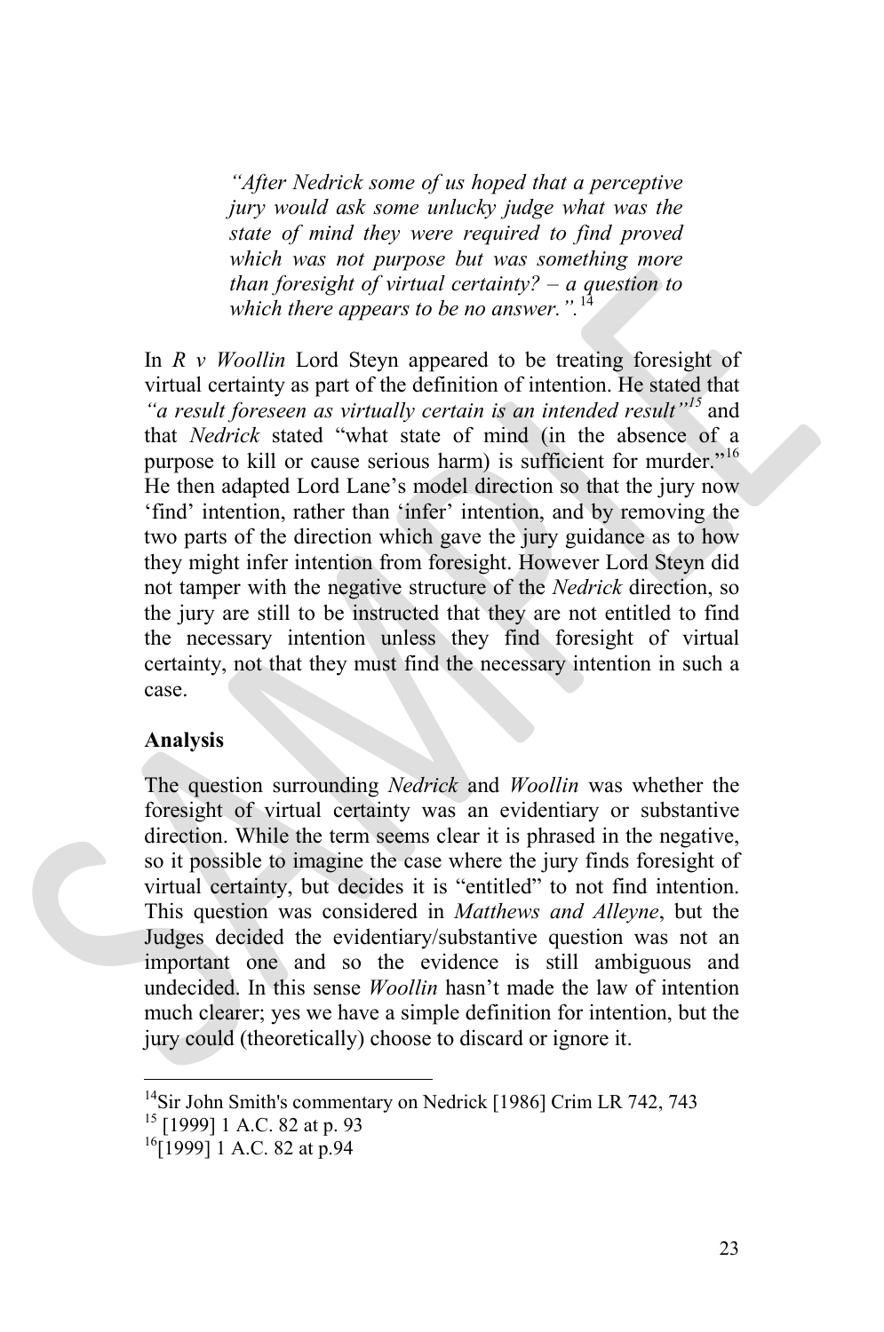> *"After Nedrick some of us hoped that a perceptive jury would ask some unlucky judge what was the state of mind they were required to find proved which was not purpose but was something more than foresight of virtual certainty? – a question to which there appears to be no answer.".*[14]

In *R v Woollin* Lord Steyn appeared to be treating foresight of virtual certainty as part of the definition of intention. He stated that *"a result foreseen as virtually certain is an intended result"*[15] and that *Nedrick* stated "what state of mind (in the absence of a purpose to kill or cause serious harm) is sufficient for murder."[16] He then adapted Lord Lane's model direction so that the jury now 'find' intention, rather than 'infer' intention, and by removing the two parts of the direction which gave the jury guidance as to how they might infer intention from foresight. However Lord Steyn did not tamper with the negative structure of the *Nedrick* direction, so the jury are still to be instructed that they are not entitled to find the necessary intention unless they find foresight of virtual certainty, not that they must find the necessary intention in such a case.

**Analysis**

The question surrounding *Nedrick* and *Woollin* was whether the foresight of virtual certainty was an evidentiary or substantive direction. While the term seems clear it is phrased in the negative, so it possible to imagine the case where the jury finds foresight of virtual certainty, but decides it is "entitled" to not find intention. This question was considered in *Matthews and Alleyne*, but the Judges decided the evidentiary/substantive question was not an important one and so the evidence is still ambiguous and undecided. In this sense *Woollin* hasn't made the law of intention much clearer; yes we have a simple definition for intention, but the jury could (theoretically) choose to discard or ignore it.

---

[14] Sir John Smith's commentary on Nedrick [1986] Crim LR 742, 743

[15] [1999] 1 A.C. 82 at p. 93

[16] [1999] 1 A.C. 82 at p.94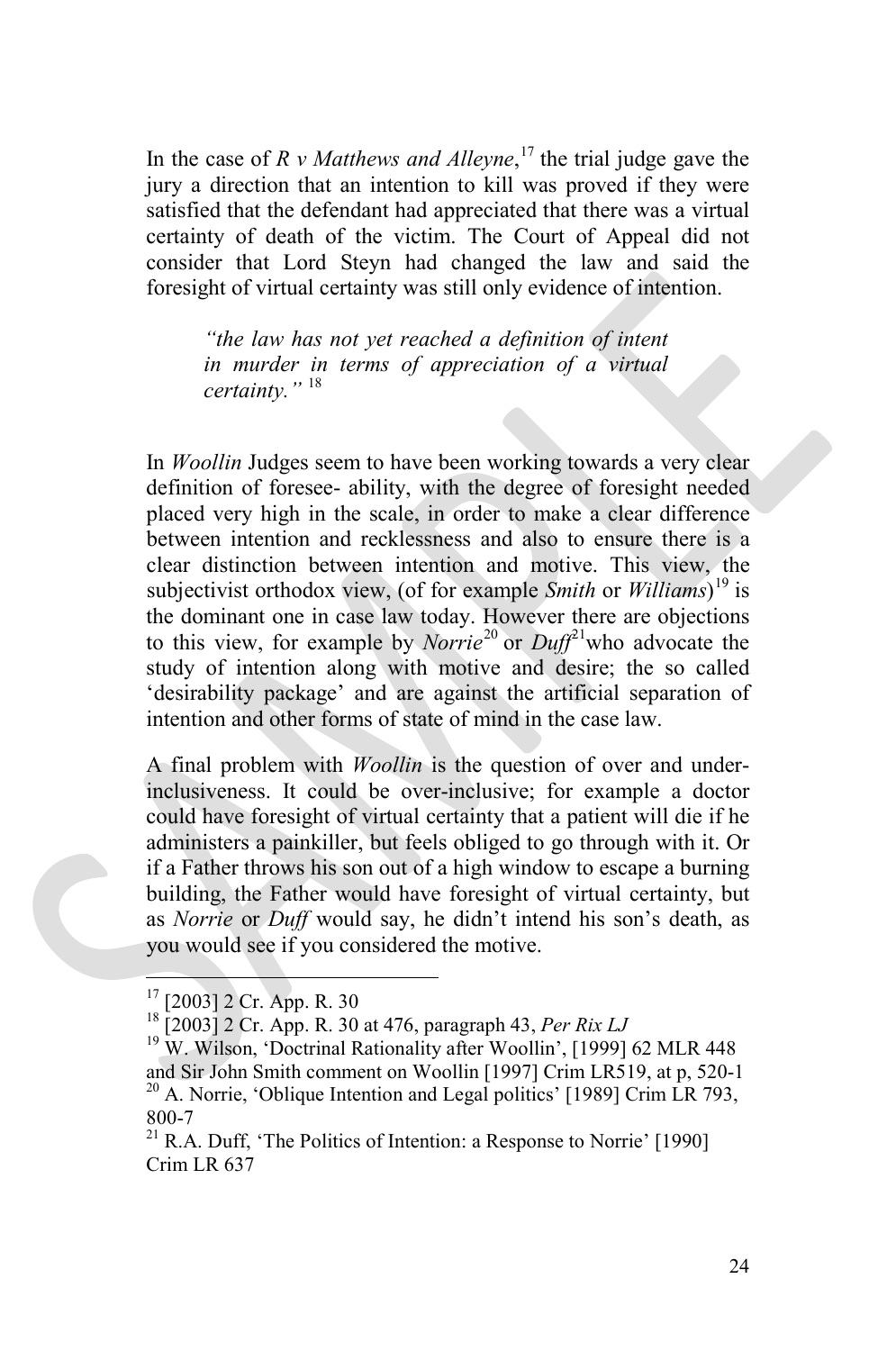In the case of *R v Matthews and Alleyne*,[17] the trial judge gave the jury a direction that an intention to kill was proved if they were satisfied that the defendant had appreciated that there was a virtual certainty of death of the victim. The Court of Appeal did not consider that Lord Steyn had changed the law and said the foresight of virtual certainty was still only evidence of intention.

> *"the law has not yet reached a definition of intent in murder in terms of appreciation of a virtual certainty."* [18]

In *Woollin* Judges seem to have been working towards a very clear definition of foresee- ability, with the degree of foresight needed placed very high in the scale, in order to make a clear difference between intention and recklessness and also to ensure there is a clear distinction between intention and motive. This view, the subjectivist orthodox view, (of for example *Smith* or *Williams*)[19] is the dominant one in case law today. However there are objections to this view, for example by *Norrie*[20] or *Duff*[21] who advocate the study of intention along with motive and desire; the so called 'desirability package' and are against the artificial separation of intention and other forms of state of mind in the case law.

A final problem with *Woollin* is the question of over and under-inclusiveness. It could be over-inclusive; for example a doctor could have foresight of virtual certainty that a patient will die if he administers a painkiller, but feels obliged to go through with it. Or if a Father throws his son out of a high window to escape a burning building, the Father would have foresight of virtual certainty, but as *Norrie* or *Duff* would say, he didn't intend his son's death, as you would see if you considered the motive.

---

[17] [2003] 2 Cr. App. R. 30

[18] [2003] 2 Cr. App. R. 30 at 476, paragraph 43, *Per Rix LJ*

[19] W. Wilson, 'Doctrinal Rationality after Woollin', [1999] 62 MLR 448 and Sir John Smith comment on Woollin [1997] Crim LR519, at p, 520-1

[20] A. Norrie, 'Oblique Intention and Legal politics' [1989] Crim LR 793, 800-7

[21] R.A. Duff, 'The Politics of Intention: a Response to Norrie' [1990] Crim LR 637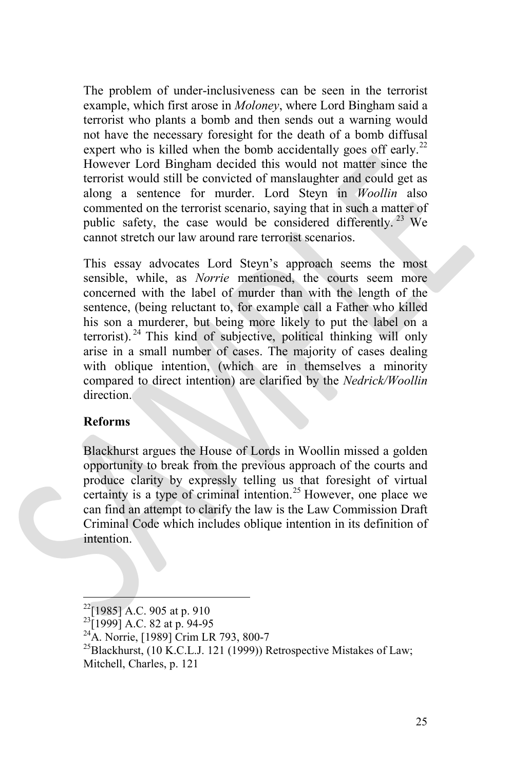The problem of under-inclusiveness can be seen in the terrorist example, which first arose in *Moloney*, where Lord Bingham said a terrorist who plants a bomb and then sends out a warning would not have the necessary foresight for the death of a bomb diffusal expert who is killed when the bomb accidentally goes off early.[22] However Lord Bingham decided this would not matter since the terrorist would still be convicted of manslaughter and could get as along a sentence for murder. Lord Steyn in *Woollin* also commented on the terrorist scenario, saying that in such a matter of public safety, the case would be considered differently.[23] We cannot stretch our law around rare terrorist scenarios.

This essay advocates Lord Steyn's approach seems the most sensible, while, as *Norrie* mentioned, the courts seem more concerned with the label of murder than with the length of the sentence, (being reluctant to, for example call a Father who killed his son a murderer, but being more likely to put the label on a terrorist).[24] This kind of subjective, political thinking will only arise in a small number of cases. The majority of cases dealing with oblique intention, (which are in themselves a minority compared to direct intention) are clarified by the *Nedrick/Woollin* direction.

**Reforms**

Blackhurst argues the House of Lords in Woollin missed a golden opportunity to break from the previous approach of the courts and produce clarity by expressly telling us that foresight of virtual certainty is a type of criminal intention.[25] However, one place we can find an attempt to clarify the law is the Law Commission Draft Criminal Code which includes oblique intention in its definition of intention.

---

[22] [1985] A.C. 905 at p. 910

[23] [1999] A.C. 82 at p. 94-95

[24] A. Norrie, [1989] Crim LR 793, 800-7

[25] Blackhurst, (10 K.C.L.J. 121 (1999)) Retrospective Mistakes of Law; Mitchell, Charles, p. 121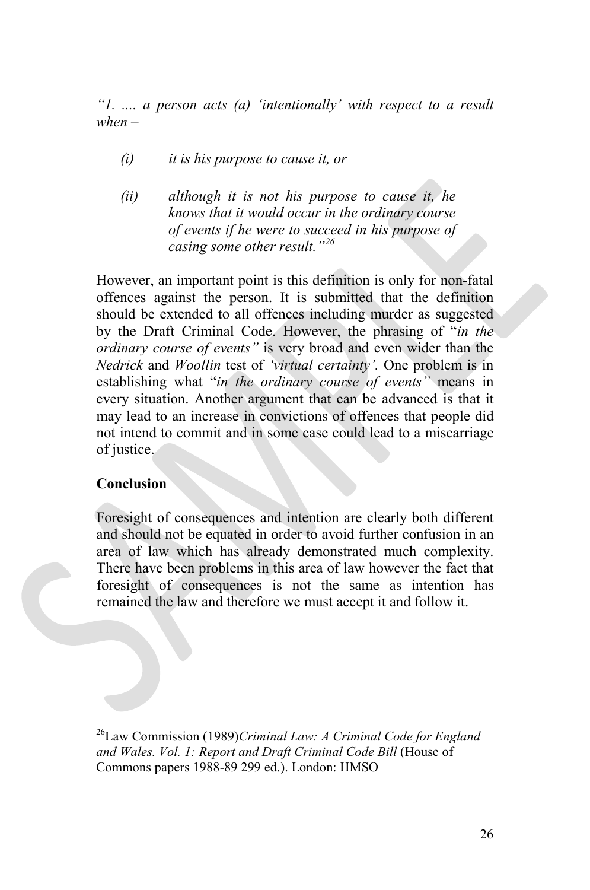*"1. .... a person acts (a) 'intentionally' with respect to a result when –*

> *(i) it is his purpose to cause it, or*
>
> *(ii) although it is not his purpose to cause it, he knows that it would occur in the ordinary course of events if he were to succeed in his purpose of casing some other result."*[26]

However, an important point is this definition is only for non-fatal offences against the person. It is submitted that the definition should be extended to all offences including murder as suggested by the Draft Criminal Code. However, the phrasing of "*in the ordinary course of events"* is very broad and even wider than the *Nedrick* and *Woollin* test of *'virtual certainty'*. One problem is in establishing what "*in the ordinary course of events"* means in every situation. Another argument that can be advanced is that it may lead to an increase in convictions of offences that people did not intend to commit and in some case could lead to a miscarriage of justice.

**Conclusion**

Foresight of consequences and intention are clearly both different and should not be equated in order to avoid further confusion in an area of law which has already demonstrated much complexity. There have been problems in this area of law however the fact that foresight of consequences is not the same as intention has remained the law and therefore we must accept it and follow it.

---

[26] Law Commission (1989)*Criminal Law: A Criminal Code for England and Wales. Vol. 1: Report and Draft Criminal Code Bill* (House of Commons papers 1988-89 299 ed.). London: HMSO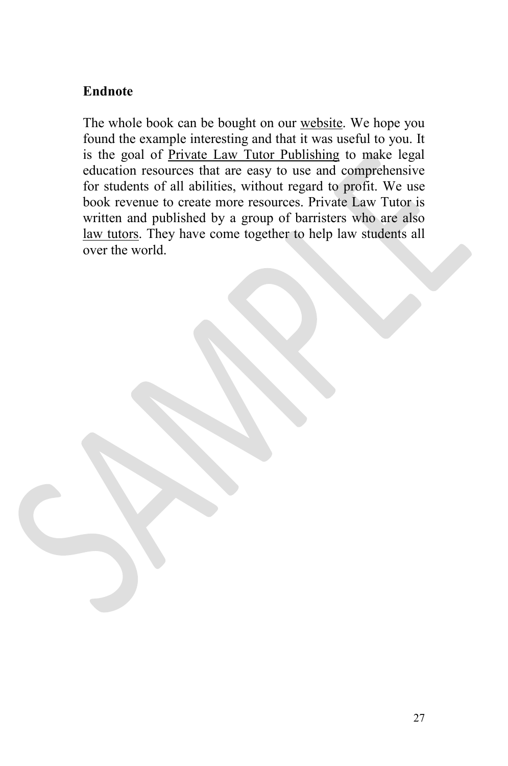**Endnote**

The whole book can be bought on our website. We hope you found the example interesting and that it was useful to you. It is the goal of Private Law Tutor Publishing to make legal education resources that are easy to use and comprehensive for students of all abilities, without regard to profit. We use book revenue to create more resources. Private Law Tutor is written and published by a group of barristers who are also law tutors. They have come together to help law students all over the world.